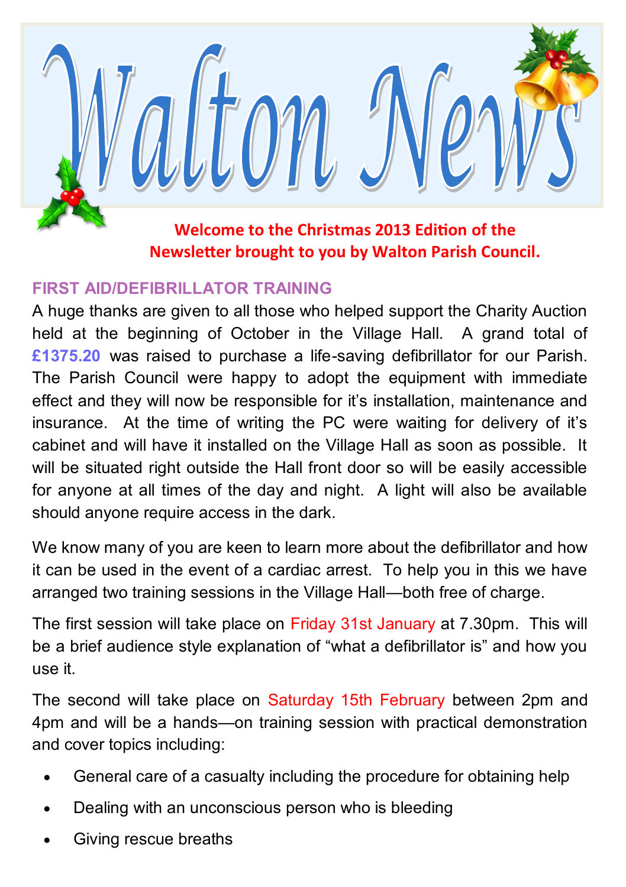# Walton News

**Welcome to the Christmas 2013 Edition of the Newsletter brought to you by Walton Parish Council.**

## FIRST AID/DEFIBRILLATOR TRAINING

A huge thanks are given to all those who helped support the Charity Auction held at the beginning of October in the Village Hall. A grand total of **£1375.20** was raised to purchase a life-saving defibrillator for our Parish. The Parish Council were happy to adopt the equipment with immediate effect and they will now be responsible for it's installation, maintenance and insurance. At the time of writing the PC were waiting for delivery of it's cabinet and will have it installed on the Village Hall as soon as possible. It will be situated right outside the Hall front door so will be easily accessible for anyone at all times of the day and night. A light will also be available should anyone require access in the dark.

We know many of you are keen to learn more about the defibrillator and how it can be used in the event of a cardiac arrest. To help you in this we have arranged two training sessions in the Village Hall—both free of charge.

The first session will take place on Friday 31st January at 7.30pm. This will be a brief audience style explanation of "what a defibrillator is" and how you use it.

The second will take place on Saturday 15th February between 2pm and 4pm and will be a hands—on training session with practical demonstration and cover topics including:

- General care of a casualty including the procedure for obtaining help
- Dealing with an unconscious person who is bleeding
- Giving rescue breaths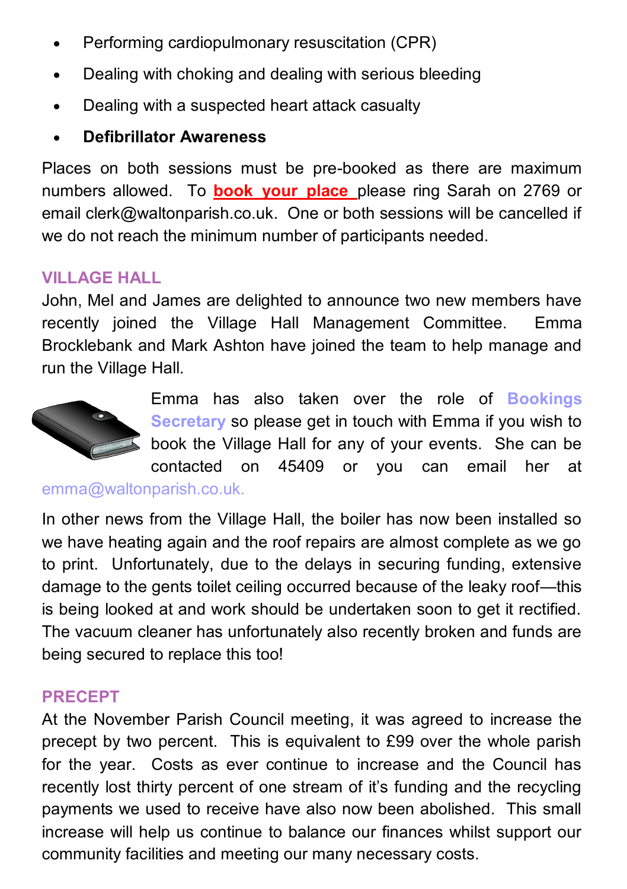- Performing cardiopulmonary resuscitation (CPR)
- Dealing with choking and dealing with serious bleeding
- Dealing with a suspected heart attack casualty
- **Defibrillator Awareness**

Places on both sessions must be pre-booked as there are maximum numbers allowed. To **book your place** please ring Sarah on 2769 or email clerk@waltonparish.co.uk. One or both sessions will be cancelled if we do not reach the minimum number of participants needed.

## VILLAGE HALL

John, Mel and James are delighted to announce two new members have recently joined the Village Hall Management Committee. Emma Brocklebank and Mark Ashton have joined the team to help manage and run the Village Hall.

Emma has also taken over the role of **Bookings Secretary** so please get in touch with Emma if you wish to book the Village Hall for any of your events. She can be contacted on 45409 or you can email her at emma@waltonparish.co.uk.

In other news from the Village Hall, the boiler has now been installed so we have heating again and the roof repairs are almost complete as we go to print. Unfortunately, due to the delays in securing funding, extensive damage to the gents toilet ceiling occurred because of the leaky roof—this is being looked at and work should be undertaken soon to get it rectified. The vacuum cleaner has unfortunately also recently broken and funds are being secured to replace this too!

## PRECEPT

At the November Parish Council meeting, it was agreed to increase the precept by two percent. This is equivalent to £99 over the whole parish for the year. Costs as ever continue to increase and the Council has recently lost thirty percent of one stream of it's funding and the recycling payments we used to receive have also now been abolished. This small increase will help us continue to balance our finances whilst support our community facilities and meeting our many necessary costs.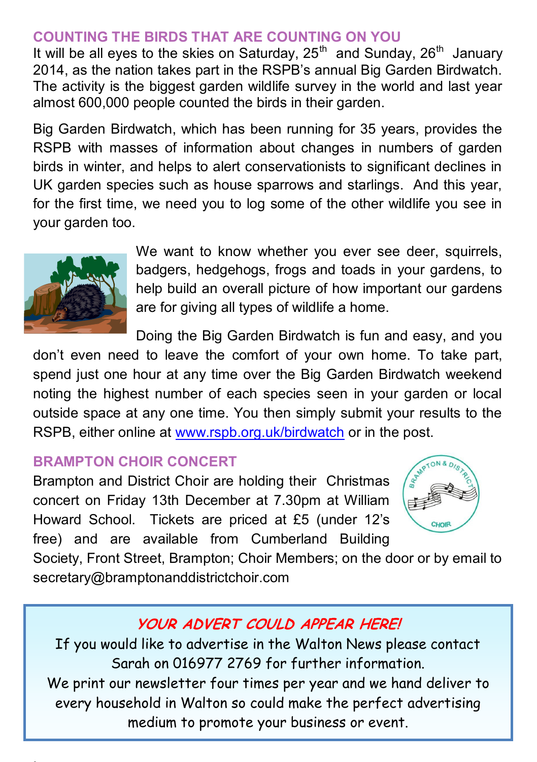## COUNTING THE BIRDS THAT ARE COUNTING ON YOU

It will be all eyes to the skies on Saturday, 25th and Sunday, 26th January 2014, as the nation takes part in the RSPB's annual Big Garden Birdwatch. The activity is the biggest garden wildlife survey in the world and last year almost 600,000 people counted the birds in their garden.

Big Garden Birdwatch, which has been running for 35 years, provides the RSPB with masses of information about changes in numbers of garden birds in winter, and helps to alert conservationists to significant declines in UK garden species such as house sparrows and starlings. And this year, for the first time, we need you to log some of the other wildlife you see in your garden too.

We want to know whether you ever see deer, squirrels, badgers, hedgehogs, frogs and toads in your gardens, to help build an overall picture of how important our gardens are for giving all types of wildlife a home.

Doing the Big Garden Birdwatch is fun and easy, and you don't even need to leave the comfort of your own home. To take part, spend just one hour at any time over the Big Garden Birdwatch weekend noting the highest number of each species seen in your garden or local outside space at any one time. You then simply submit your results to the RSPB, either online at [www.rspb.org.uk/birdwatch](http://www.rspb.org.uk/birdwatch) or in the post.

## BRAMPTON CHOIR CONCERT

Brampton and District Choir are holding their Christmas concert on Friday 13th December at 7.30pm at William Howard School. Tickets are priced at £5 (under 12's free) and are available from Cumberland Building Society, Front Street, Brampton; Choir Members; on the door or by email to secretary@bramptonanddistrictchoir.com

### *YOUR ADVERT COULD APPEAR HERE!*

If you would like to advertise in the Walton News please contact Sarah on 016977 2769 for further information.
We print our newsletter four times per year and we hand deliver to every household in Walton so could make the perfect advertising medium to promote your business or event.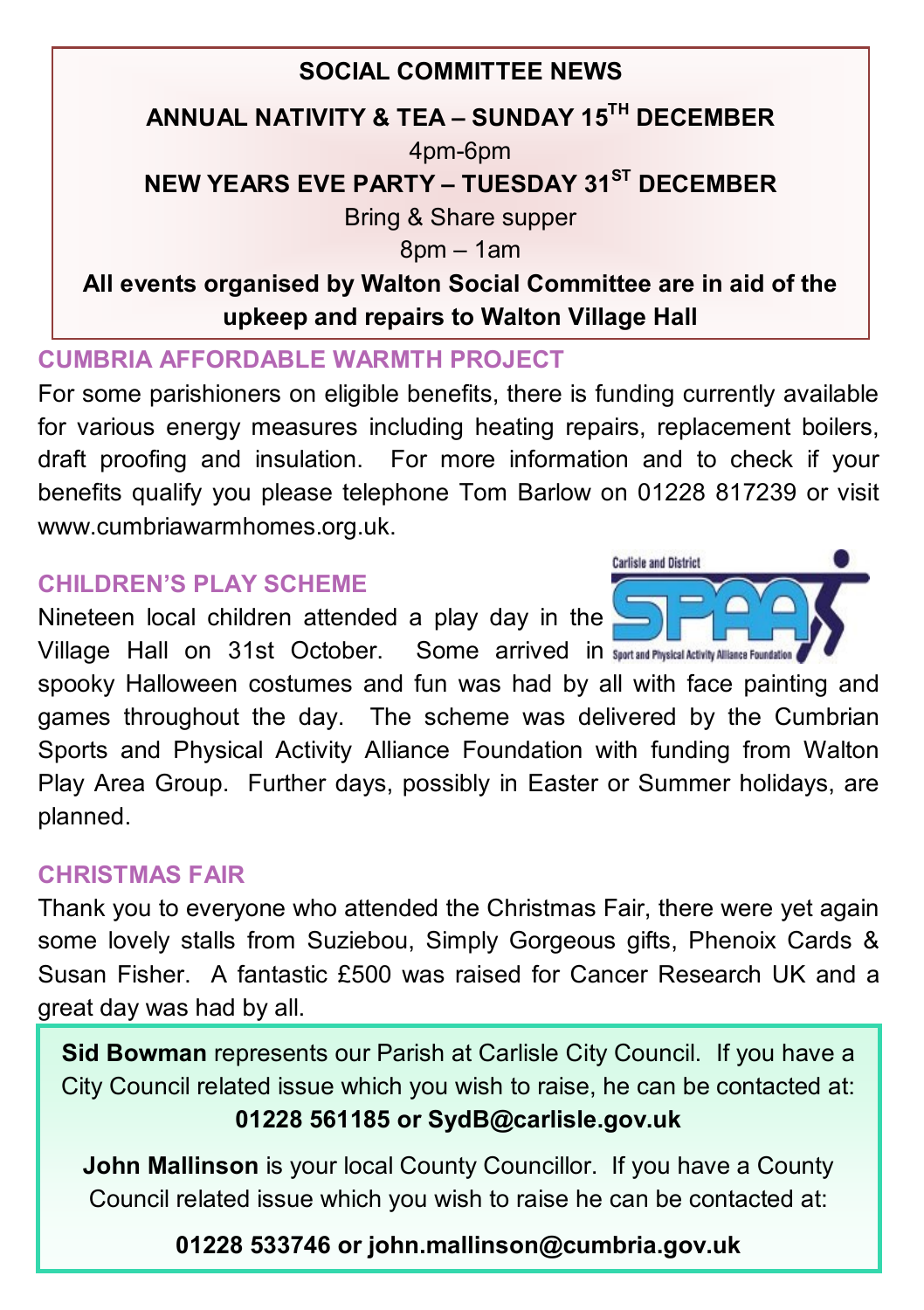**SOCIAL COMMITTEE NEWS**

**ANNUAL NATIVITY & TEA – SUNDAY 15TH DECEMBER**

4pm-6pm

**NEW YEARS EVE PARTY – TUESDAY 31ST DECEMBER**

Bring & Share supper

8pm – 1am

**All events organised by Walton Social Committee are in aid of the upkeep and repairs to Walton Village Hall**

## CUMBRIA AFFORDABLE WARMTH PROJECT

For some parishioners on eligible benefits, there is funding currently available for various energy measures including heating repairs, replacement boilers, draft proofing and insulation. For more information and to check if your benefits qualify you please telephone Tom Barlow on 01228 817239 or visit www.cumbriawarmhomes.org.uk.

## CHILDREN'S PLAY SCHEME

Nineteen local children attended a play day in the Village Hall on 31st October. Some arrived in spooky Halloween costumes and fun was had by all with face painting and games throughout the day. The scheme was delivered by the Cumbrian Sports and Physical Activity Alliance Foundation with funding from Walton Play Area Group. Further days, possibly in Easter or Summer holidays, are planned.

## CHRISTMAS FAIR

Thank you to everyone who attended the Christmas Fair, there were yet again some lovely stalls from Suziebou, Simply Gorgeous gifts, Phenoix Cards & Susan Fisher. A fantastic £500 was raised for Cancer Research UK and a great day was had by all.

**Sid Bowman** represents our Parish at Carlisle City Council. If you have a City Council related issue which you wish to raise, he can be contacted at:

**01228 561185 or SydB@carlisle.gov.uk**

**John Mallinson** is your local County Councillor. If you have a County Council related issue which you wish to raise he can be contacted at:

**01228 533746 or john.mallinson@cumbria.gov.uk**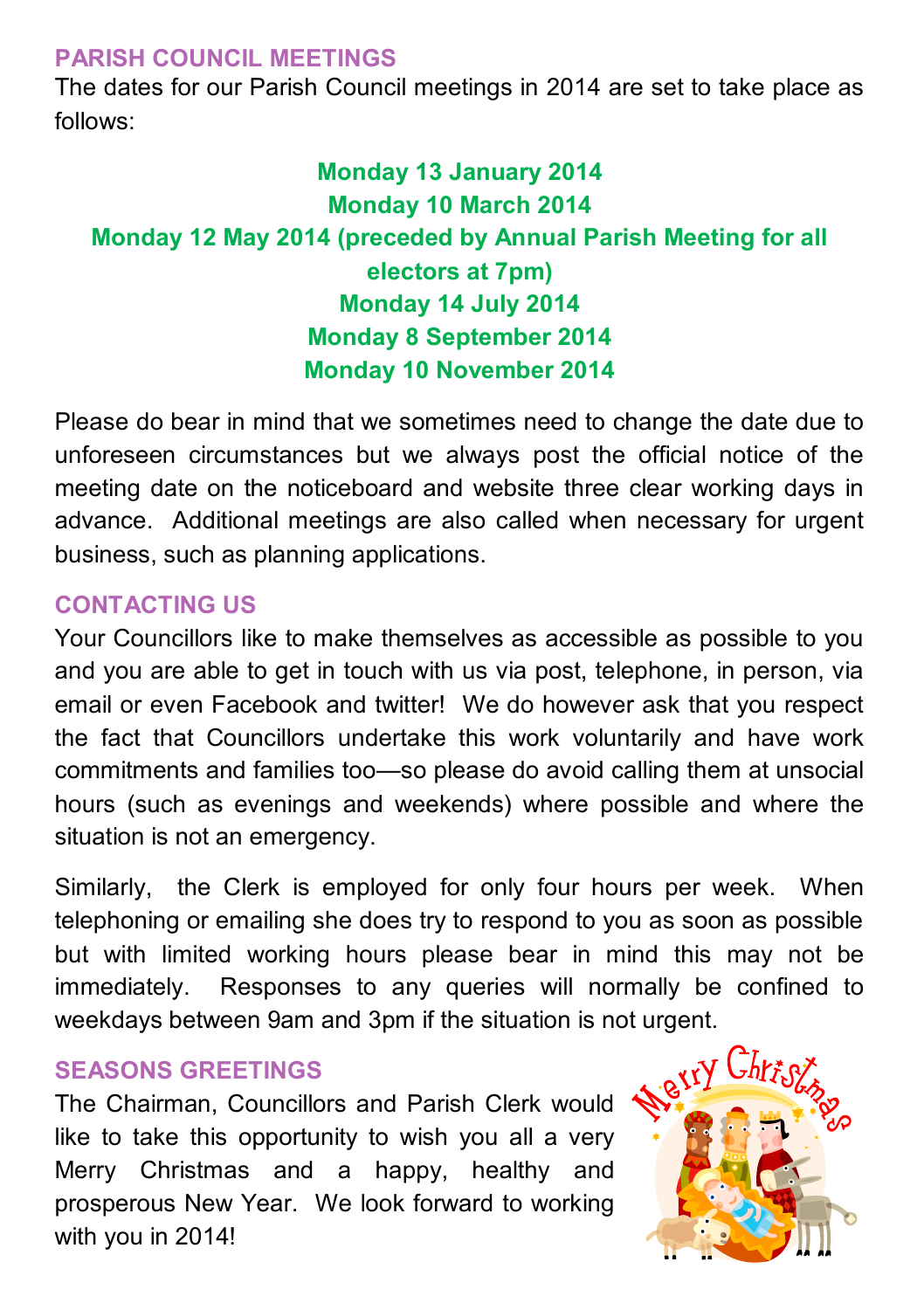## PARISH COUNCIL MEETINGS

The dates for our Parish Council meetings in 2014 are set to take place as follows:

**Monday 13 January 2014**
**Monday 10 March 2014**
**Monday 12 May 2014 (preceded by Annual Parish Meeting for all electors at 7pm)**
**Monday 14 July 2014**
**Monday 8 September 2014**
**Monday 10 November 2014**

Please do bear in mind that we sometimes need to change the date due to unforeseen circumstances but we always post the official notice of the meeting date on the noticeboard and website three clear working days in advance. Additional meetings are also called when necessary for urgent business, such as planning applications.

## CONTACTING US

Your Councillors like to make themselves as accessible as possible to you and you are able to get in touch with us via post, telephone, in person, via email or even Facebook and twitter! We do however ask that you respect the fact that Councillors undertake this work voluntarily and have work commitments and families too—so please do avoid calling them at unsocial hours (such as evenings and weekends) where possible and where the situation is not an emergency.

Similarly, the Clerk is employed for only four hours per week. When telephoning or emailing she does try to respond to you as soon as possible but with limited working hours please bear in mind this may not be immediately. Responses to any queries will normally be confined to weekdays between 9am and 3pm if the situation is not urgent.

## SEASONS GREETINGS

The Chairman, Councillors and Parish Clerk would like to take this opportunity to wish you all a very Merry Christmas and a happy, healthy and prosperous New Year. We look forward to working with you in 2014!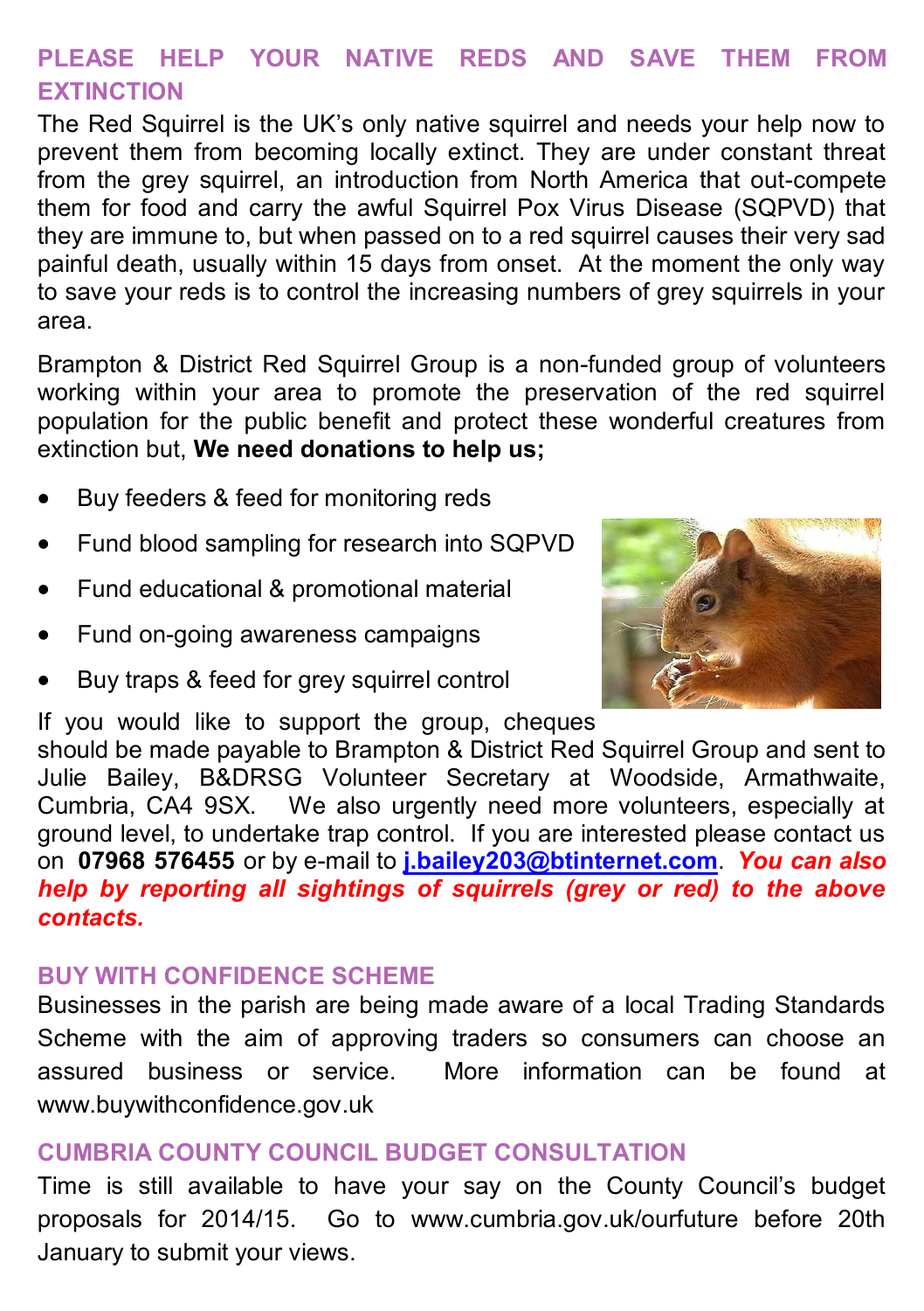## PLEASE HELP YOUR NATIVE REDS AND SAVE THEM FROM EXTINCTION

The Red Squirrel is the UK's only native squirrel and needs your help now to prevent them from becoming locally extinct. They are under constant threat from the grey squirrel, an introduction from North America that out-compete them for food and carry the awful Squirrel Pox Virus Disease (SQPVD) that they are immune to, but when passed on to a red squirrel causes their very sad painful death, usually within 15 days from onset. At the moment the only way to save your reds is to control the increasing numbers of grey squirrels in your area.

Brampton & District Red Squirrel Group is a non-funded group of volunteers working within your area to promote the preservation of the red squirrel population for the public benefit and protect these wonderful creatures from extinction but, **We need donations to help us;**

- Buy feeders & feed for monitoring reds
- Fund blood sampling for research into SQPVD
- Fund educational & promotional material
- Fund on-going awareness campaigns
- Buy traps & feed for grey squirrel control

If you would like to support the group, cheques should be made payable to Brampton & District Red Squirrel Group and sent to Julie Bailey, B&DRSG Volunteer Secretary at Woodside, Armathwaite, Cumbria, CA4 9SX. We also urgently need more volunteers, especially at ground level, to undertake trap control. If you are interested please contact us on **07968 576455** or by e-mail to **j.bailey203@btinternet.com**. ***You can also help by reporting all sightings of squirrels (grey or red) to the above contacts.***

## BUY WITH CONFIDENCE SCHEME

Businesses in the parish are being made aware of a local Trading Standards Scheme with the aim of approving traders so consumers can choose an assured business or service. More information can be found at www.buywithconfidence.gov.uk

## CUMBRIA COUNTY COUNCIL BUDGET CONSULTATION

Time is still available to have your say on the County Council's budget proposals for 2014/15. Go to www.cumbria.gov.uk/ourfuture before 20th January to submit your views.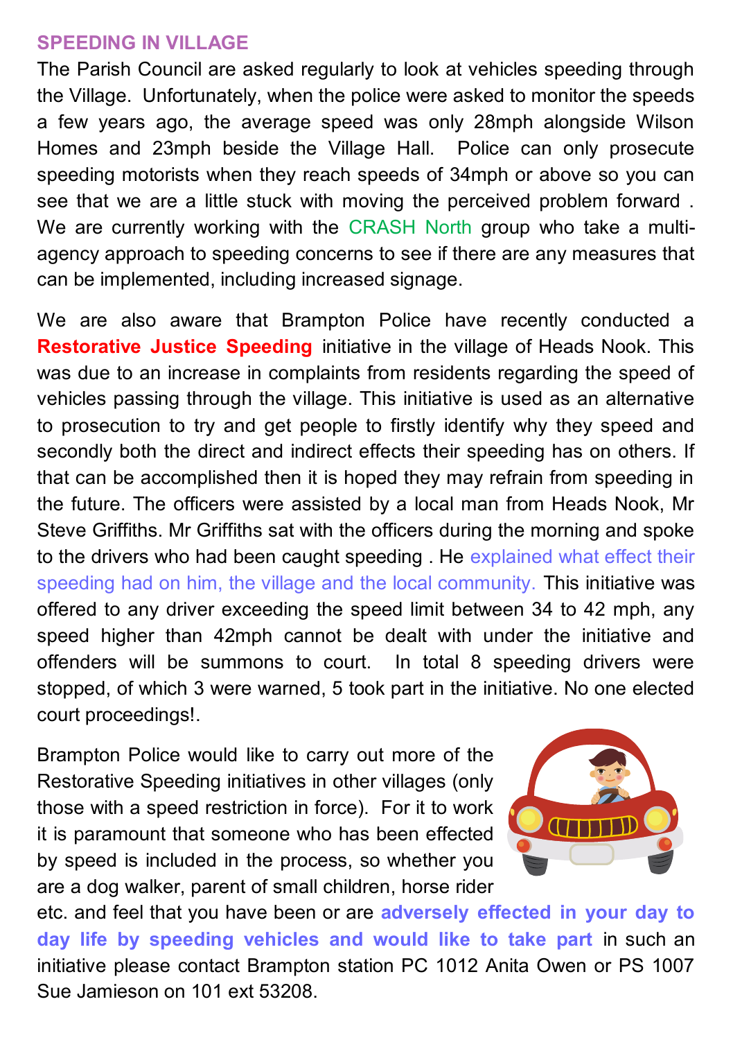## SPEEDING IN VILLAGE

The Parish Council are asked regularly to look at vehicles speeding through the Village. Unfortunately, when the police were asked to monitor the speeds a few years ago, the average speed was only 28mph alongside Wilson Homes and 23mph beside the Village Hall. Police can only prosecute speeding motorists when they reach speeds of 34mph or above so you can see that we are a little stuck with moving the perceived problem forward . We are currently working with the CRASH North group who take a multi-agency approach to speeding concerns to see if there are any measures that can be implemented, including increased signage.

We are also aware that Brampton Police have recently conducted a **Restorative Justice Speeding** initiative in the village of Heads Nook. This was due to an increase in complaints from residents regarding the speed of vehicles passing through the village. This initiative is used as an alternative to prosecution to try and get people to firstly identify why they speed and secondly both the direct and indirect effects their speeding has on others. If that can be accomplished then it is hoped they may refrain from speeding in the future. The officers were assisted by a local man from Heads Nook, Mr Steve Griffiths. Mr Griffiths sat with the officers during the morning and spoke to the drivers who had been caught speeding . He explained what effect their speeding had on him, the village and the local community. This initiative was offered to any driver exceeding the speed limit between 34 to 42 mph, any speed higher than 42mph cannot be dealt with under the initiative and offenders will be summons to court. In total 8 speeding drivers were stopped, of which 3 were warned, 5 took part in the initiative. No one elected court proceedings!.

Brampton Police would like to carry out more of the Restorative Speeding initiatives in other villages (only those with a speed restriction in force). For it to work it is paramount that someone who has been effected by speed is included in the process, so whether you are a dog walker, parent of small children, horse rider etc. and feel that you have been or are **adversely effected in your day to day life by speeding vehicles and would like to take part** in such an initiative please contact Brampton station PC 1012 Anita Owen or PS 1007 Sue Jamieson on 101 ext 53208.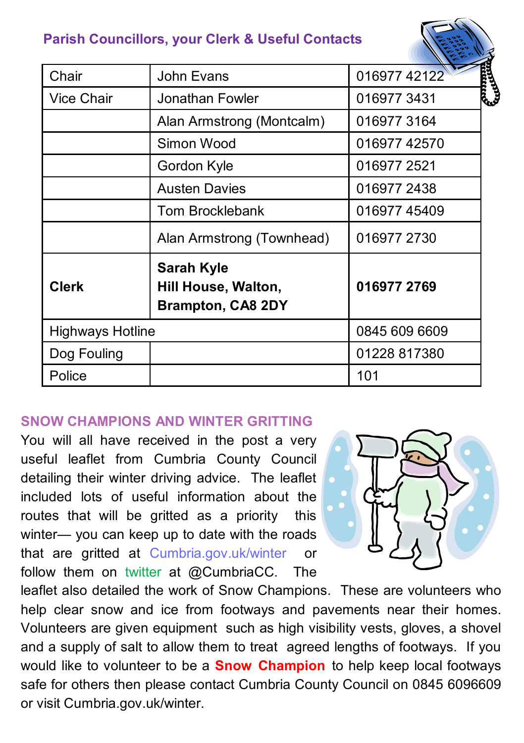## Parish Councillors, your Clerk & Useful Contacts

| | | |
|---|---|---|
| Chair | John Evans | 016977 42122 |
| Vice Chair | Jonathan Fowler | 016977 3431 |
| | Alan Armstrong (Montcalm) | 016977 3164 |
| | Simon Wood | 016977 42570 |
| | Gordon Kyle | 016977 2521 |
| | Austen Davies | 016977 2438 |
| | Tom Brocklebank | 016977 45409 |
| | Alan Armstrong (Townhead) | 016977 2730 |
| **Clerk** | **Sarah Kyle Hill House, Walton, Brampton, CA8 2DY** | **016977 2769** |
| Highways Hotline | | 0845 609 6609 |
| Dog Fouling | | 01228 817380 |
| Police | | 101 |

## SNOW CHAMPIONS AND WINTER GRITTING

You will all have received in the post a very useful leaflet from Cumbria County Council detailing their winter driving advice. The leaflet included lots of useful information about the routes that will be gritted as a priority this winter— you can keep up to date with the roads that are gritted at Cumbria.gov.uk/winter or follow them on twitter at @CumbriaCC. The leaflet also detailed the work of Snow Champions. These are volunteers who help clear snow and ice from footways and pavements near their homes. Volunteers are given equipment such as high visibility vests, gloves, a shovel and a supply of salt to allow them to treat agreed lengths of footways. If you would like to volunteer to be a **Snow Champion** to help keep local footways safe for others then please contact Cumbria County Council on 0845 6096609 or visit Cumbria.gov.uk/winter.